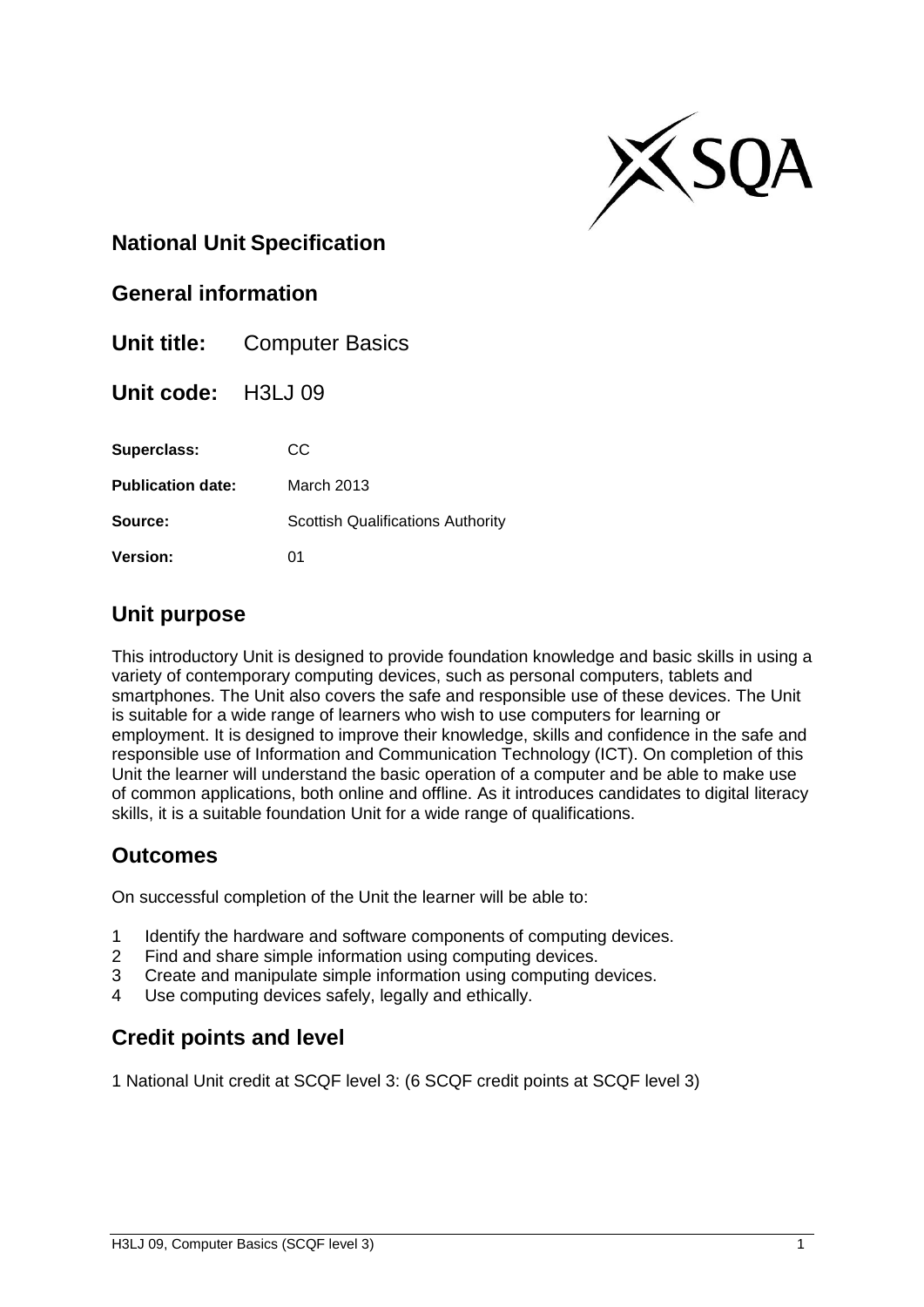## National Unit Specification

## General information

**Unit title:** Computer Basics

**Unit code:** H3LJ 09

**Superclass:** CC

**Publication date:** March 2013

**Source:** Scottish Qualifications Authority

**Version:** 01

## Unit purpose

This introductory Unit is designed to provide foundation knowledge and basic skills in using a variety of contemporary computing devices, such as personal computers, tablets and smartphones. The Unit also covers the safe and responsible use of these devices. The Unit is suitable for a wide range of learners who wish to use computers for learning or employment. It is designed to improve their knowledge, skills and confidence in the safe and responsible use of Information and Communication Technology (ICT). On completion of this Unit the learner will understand the basic operation of a computer and be able to make use of common applications, both online and offline. As it introduces candidates to digital literacy skills, it is a suitable foundation Unit for a wide range of qualifications.

## Outcomes

On successful completion of the Unit the learner will be able to:

1. Identify the hardware and software components of computing devices.
2. Find and share simple information using computing devices.
3. Create and manipulate simple information using computing devices.
4. Use computing devices safely, legally and ethically.

## Credit points and level

1 National Unit credit at SCQF level 3: (6 SCQF credit points at SCQF level 3)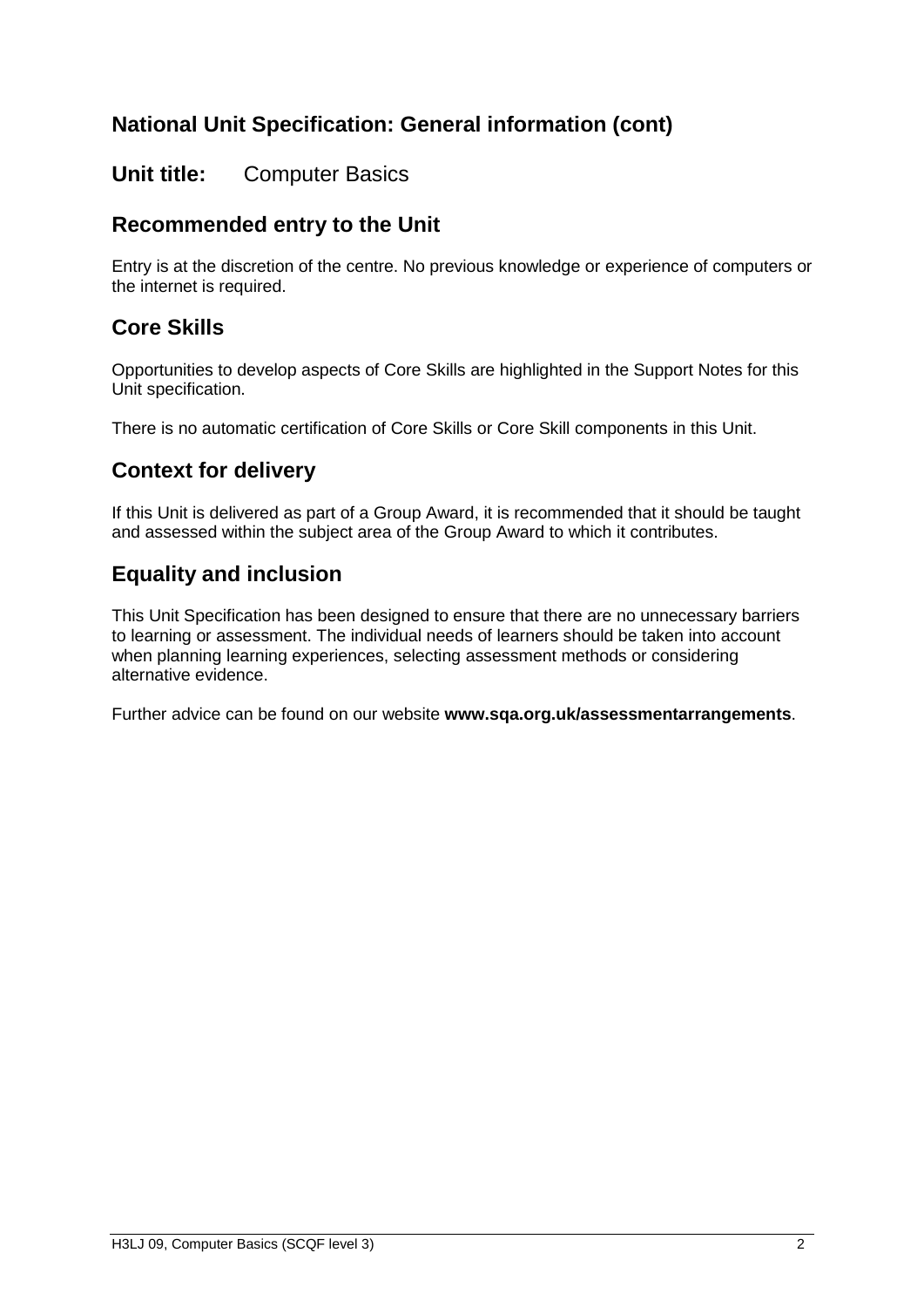## National Unit Specification: General information (cont)

**Unit title:** Computer Basics

## Recommended entry to the Unit

Entry is at the discretion of the centre. No previous knowledge or experience of computers or the internet is required.

## Core Skills

Opportunities to develop aspects of Core Skills are highlighted in the Support Notes for this Unit specification.

There is no automatic certification of Core Skills or Core Skill components in this Unit.

## Context for delivery

If this Unit is delivered as part of a Group Award, it is recommended that it should be taught and assessed within the subject area of the Group Award to which it contributes.

## Equality and inclusion

This Unit Specification has been designed to ensure that there are no unnecessary barriers to learning or assessment. The individual needs of learners should be taken into account when planning learning experiences, selecting assessment methods or considering alternative evidence.

Further advice can be found on our website **www.sqa.org.uk/assessmentarrangements**.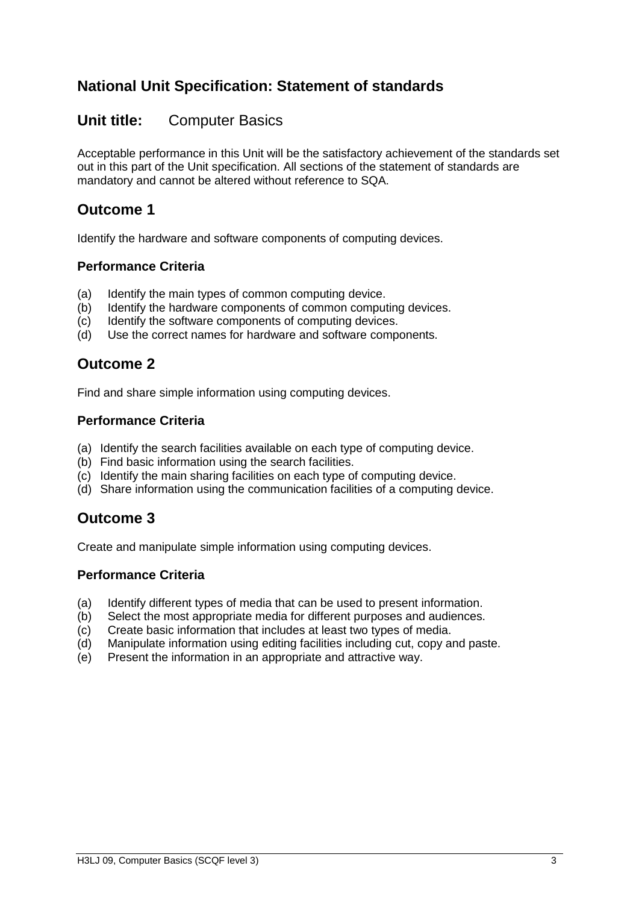## National Unit Specification: Statement of standards

## Unit title: Computer Basics

Acceptable performance in this Unit will be the satisfactory achievement of the standards set out in this part of the Unit specification. All sections of the statement of standards are mandatory and cannot be altered without reference to SQA.

## Outcome 1

Identify the hardware and software components of computing devices.

### Performance Criteria

(a) Identify the main types of common computing device.
(b) Identify the hardware components of common computing devices.
(c) Identify the software components of computing devices.
(d) Use the correct names for hardware and software components.

## Outcome 2

Find and share simple information using computing devices.

### Performance Criteria

(a) Identify the search facilities available on each type of computing device.
(b) Find basic information using the search facilities.
(c) Identify the main sharing facilities on each type of computing device.
(d) Share information using the communication facilities of a computing device.

## Outcome 3

Create and manipulate simple information using computing devices.

### Performance Criteria

(a) Identify different types of media that can be used to present information.
(b) Select the most appropriate media for different purposes and audiences.
(c) Create basic information that includes at least two types of media.
(d) Manipulate information using editing facilities including cut, copy and paste.
(e) Present the information in an appropriate and attractive way.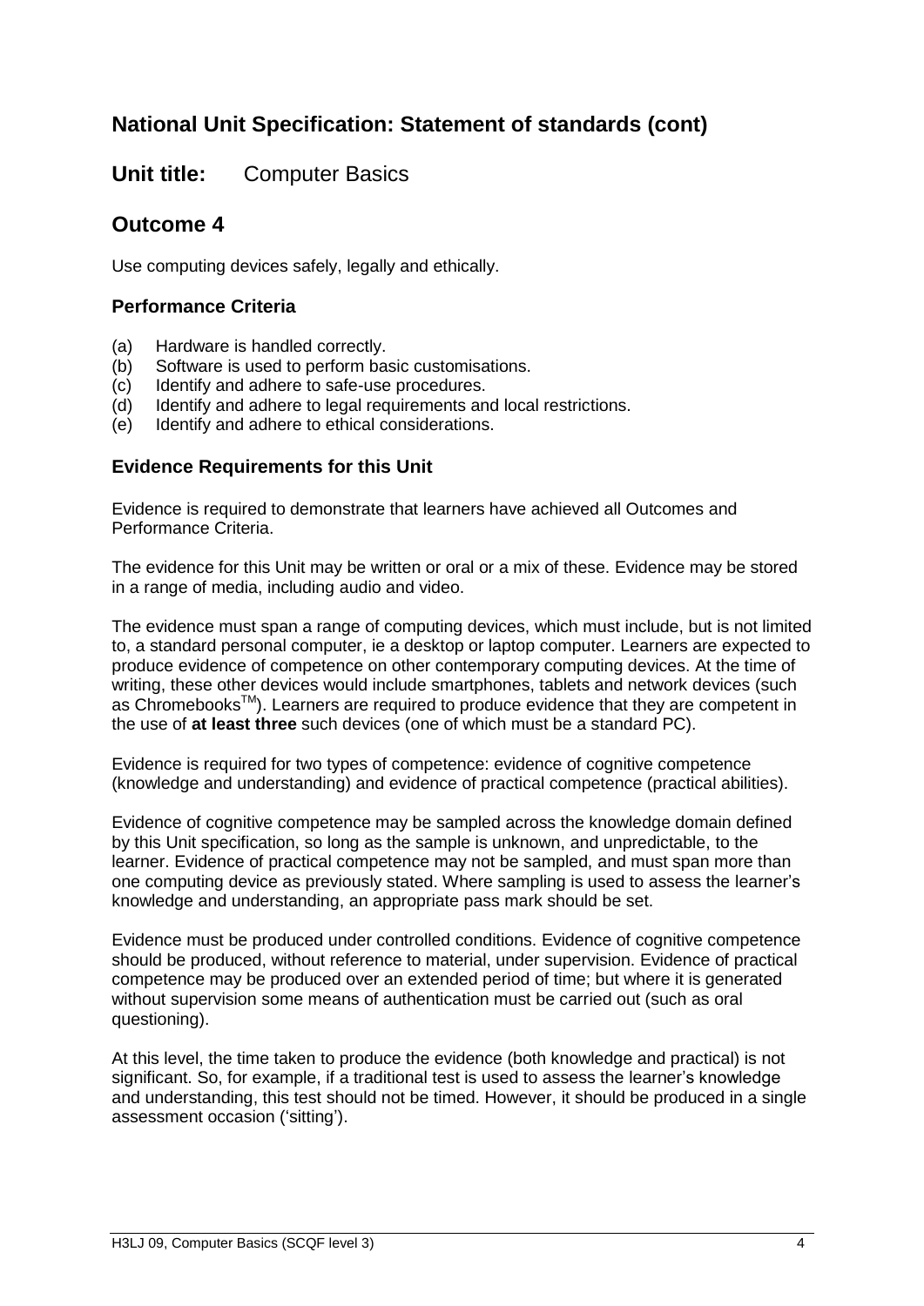## National Unit Specification: Statement of standards (cont)

## Unit title: Computer Basics

## Outcome 4

Use computing devices safely, legally and ethically.

### Performance Criteria

(a) Hardware is handled correctly.
(b) Software is used to perform basic customisations.
(c) Identify and adhere to safe-use procedures.
(d) Identify and adhere to legal requirements and local restrictions.
(e) Identify and adhere to ethical considerations.

### Evidence Requirements for this Unit

Evidence is required to demonstrate that learners have achieved all Outcomes and Performance Criteria.

The evidence for this Unit may be written or oral or a mix of these. Evidence may be stored in a range of media, including audio and video.

The evidence must span a range of computing devices, which must include, but is not limited to, a standard personal computer, ie a desktop or laptop computer. Learners are expected to produce evidence of competence on other contemporary computing devices. At the time of writing, these other devices would include smartphones, tablets and network devices (such as Chromebooks™). Learners are required to produce evidence that they are competent in the use of **at least three** such devices (one of which must be a standard PC).

Evidence is required for two types of competence: evidence of cognitive competence (knowledge and understanding) and evidence of practical competence (practical abilities).

Evidence of cognitive competence may be sampled across the knowledge domain defined by this Unit specification, so long as the sample is unknown, and unpredictable, to the learner. Evidence of practical competence may not be sampled, and must span more than one computing device as previously stated. Where sampling is used to assess the learner's knowledge and understanding, an appropriate pass mark should be set.

Evidence must be produced under controlled conditions. Evidence of cognitive competence should be produced, without reference to material, under supervision. Evidence of practical competence may be produced over an extended period of time; but where it is generated without supervision some means of authentication must be carried out (such as oral questioning).

At this level, the time taken to produce the evidence (both knowledge and practical) is not significant. So, for example, if a traditional test is used to assess the learner's knowledge and understanding, this test should not be timed. However, it should be produced in a single assessment occasion ('sitting').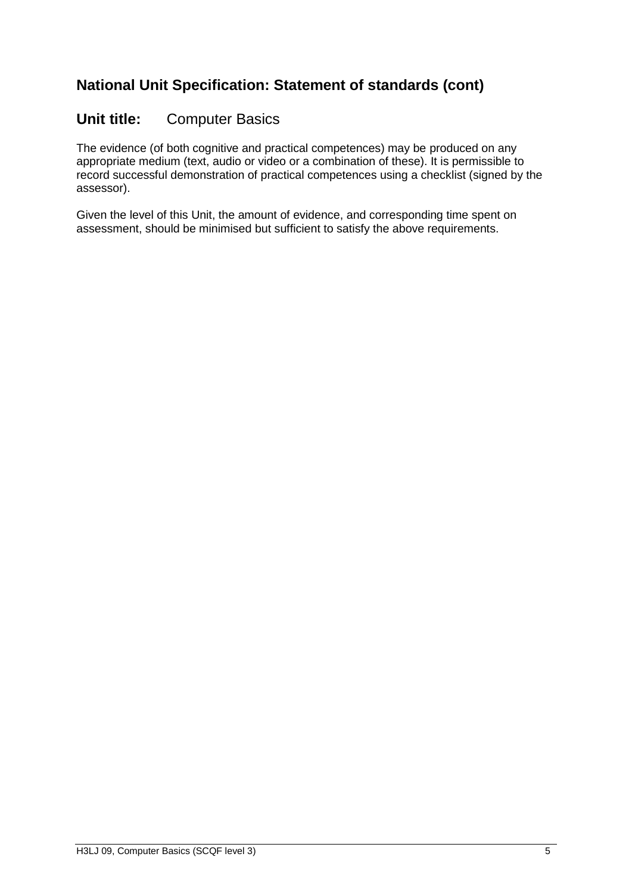## National Unit Specification: Statement of standards (cont)

## Unit title: Computer Basics

The evidence (of both cognitive and practical competences) may be produced on any appropriate medium (text, audio or video or a combination of these). It is permissible to record successful demonstration of practical competences using a checklist (signed by the assessor).

Given the level of this Unit, the amount of evidence, and corresponding time spent on assessment, should be minimised but sufficient to satisfy the above requirements.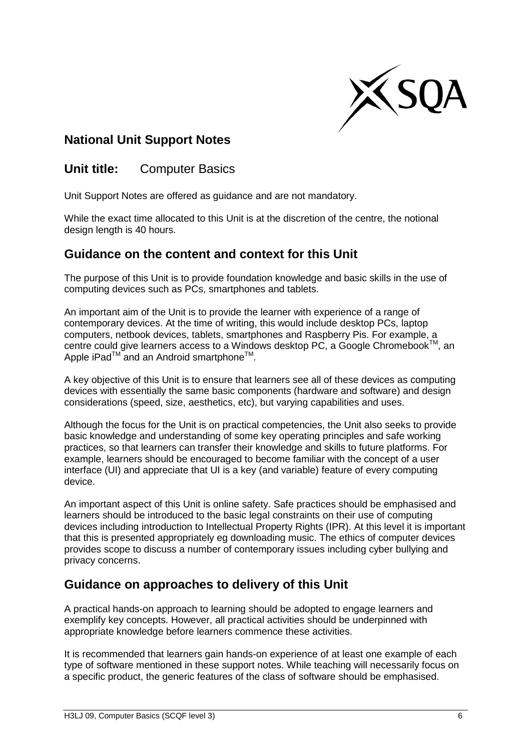## National Unit Support Notes

## Unit title: Computer Basics

Unit Support Notes are offered as guidance and are not mandatory.

While the exact time allocated to this Unit is at the discretion of the centre, the notional design length is 40 hours.

## Guidance on the content and context for this Unit

The purpose of this Unit is to provide foundation knowledge and basic skills in the use of computing devices such as PCs, smartphones and tablets.

An important aim of the Unit is to provide the learner with experience of a range of contemporary devices. At the time of writing, this would include desktop PCs, laptop computers, netbook devices, tablets, smartphones and Raspberry Pis. For example, a centre could give learners access to a Windows desktop PC, a Google Chromebook™, an Apple iPad™ and an Android smartphone™.

A key objective of this Unit is to ensure that learners see all of these devices as computing devices with essentially the same basic components (hardware and software) and design considerations (speed, size, aesthetics, etc), but varying capabilities and uses.

Although the focus for the Unit is on practical competencies, the Unit also seeks to provide basic knowledge and understanding of some key operating principles and safe working practices, so that learners can transfer their knowledge and skills to future platforms. For example, learners should be encouraged to become familiar with the concept of a user interface (UI) and appreciate that UI is a key (and variable) feature of every computing device.

An important aspect of this Unit is online safety. Safe practices should be emphasised and learners should be introduced to the basic legal constraints on their use of computing devices including introduction to Intellectual Property Rights (IPR). At this level it is important that this is presented appropriately eg downloading music. The ethics of computer devices provides scope to discuss a number of contemporary issues including cyber bullying and privacy concerns.

## Guidance on approaches to delivery of this Unit

A practical hands-on approach to learning should be adopted to engage learners and exemplify key concepts. However, all practical activities should be underpinned with appropriate knowledge before learners commence these activities.

It is recommended that learners gain hands-on experience of at least one example of each type of software mentioned in these support notes. While teaching will necessarily focus on a specific product, the generic features of the class of software should be emphasised.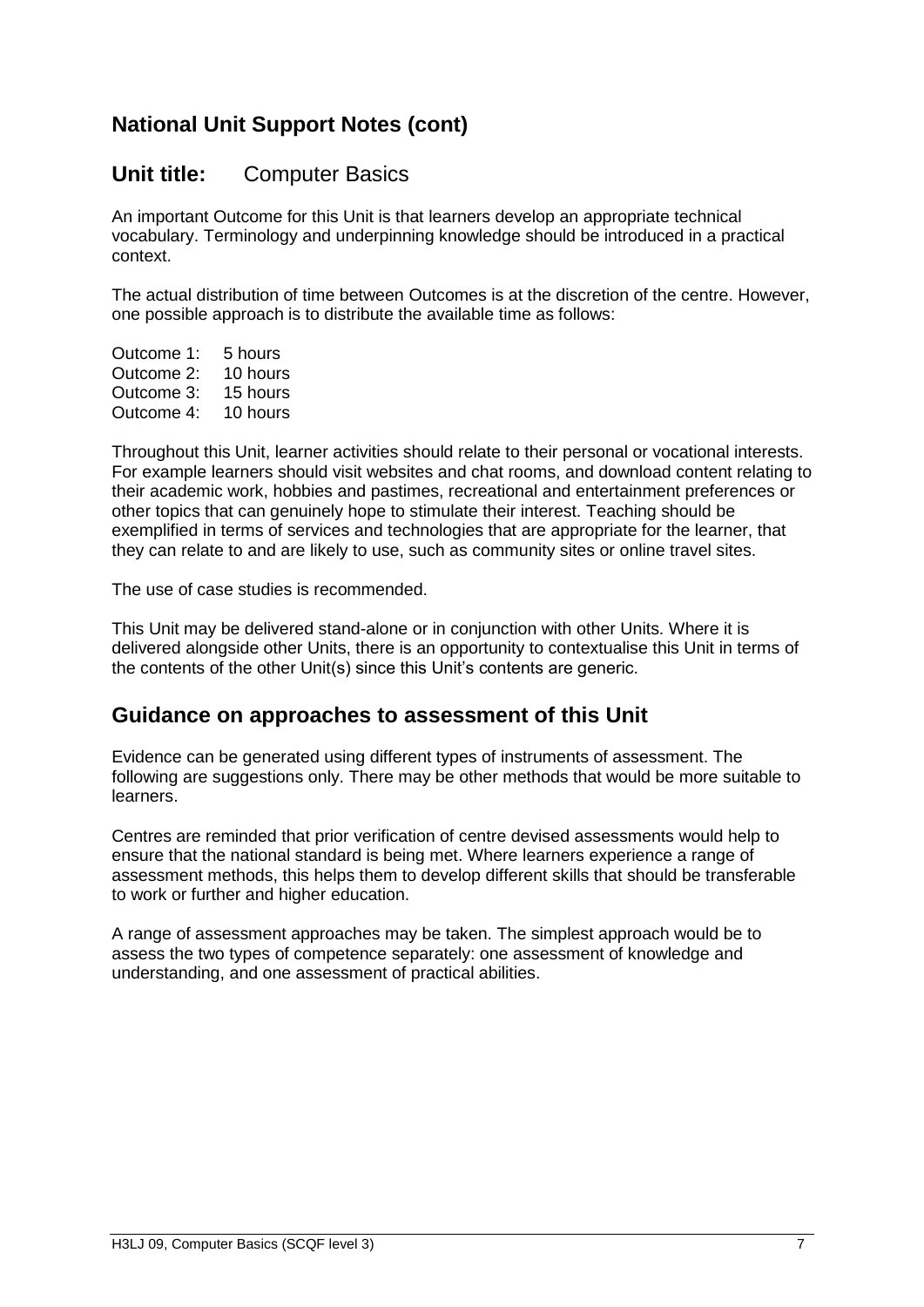## National Unit Support Notes (cont)

## Unit title: Computer Basics

An important Outcome for this Unit is that learners develop an appropriate technical vocabulary. Terminology and underpinning knowledge should be introduced in a practical context.

The actual distribution of time between Outcomes is at the discretion of the centre. However, one possible approach is to distribute the available time as follows:

Outcome 1: 5 hours
Outcome 2: 10 hours
Outcome 3: 15 hours
Outcome 4: 10 hours

Throughout this Unit, learner activities should relate to their personal or vocational interests. For example learners should visit websites and chat rooms, and download content relating to their academic work, hobbies and pastimes, recreational and entertainment preferences or other topics that can genuinely hope to stimulate their interest. Teaching should be exemplified in terms of services and technologies that are appropriate for the learner, that they can relate to and are likely to use, such as community sites or online travel sites.

The use of case studies is recommended.

This Unit may be delivered stand-alone or in conjunction with other Units. Where it is delivered alongside other Units, there is an opportunity to contextualise this Unit in terms of the contents of the other Unit(s) since this Unit's contents are generic.

## Guidance on approaches to assessment of this Unit

Evidence can be generated using different types of instruments of assessment. The following are suggestions only. There may be other methods that would be more suitable to learners.

Centres are reminded that prior verification of centre devised assessments would help to ensure that the national standard is being met. Where learners experience a range of assessment methods, this helps them to develop different skills that should be transferable to work or further and higher education.

A range of assessment approaches may be taken. The simplest approach would be to assess the two types of competence separately: one assessment of knowledge and understanding, and one assessment of practical abilities.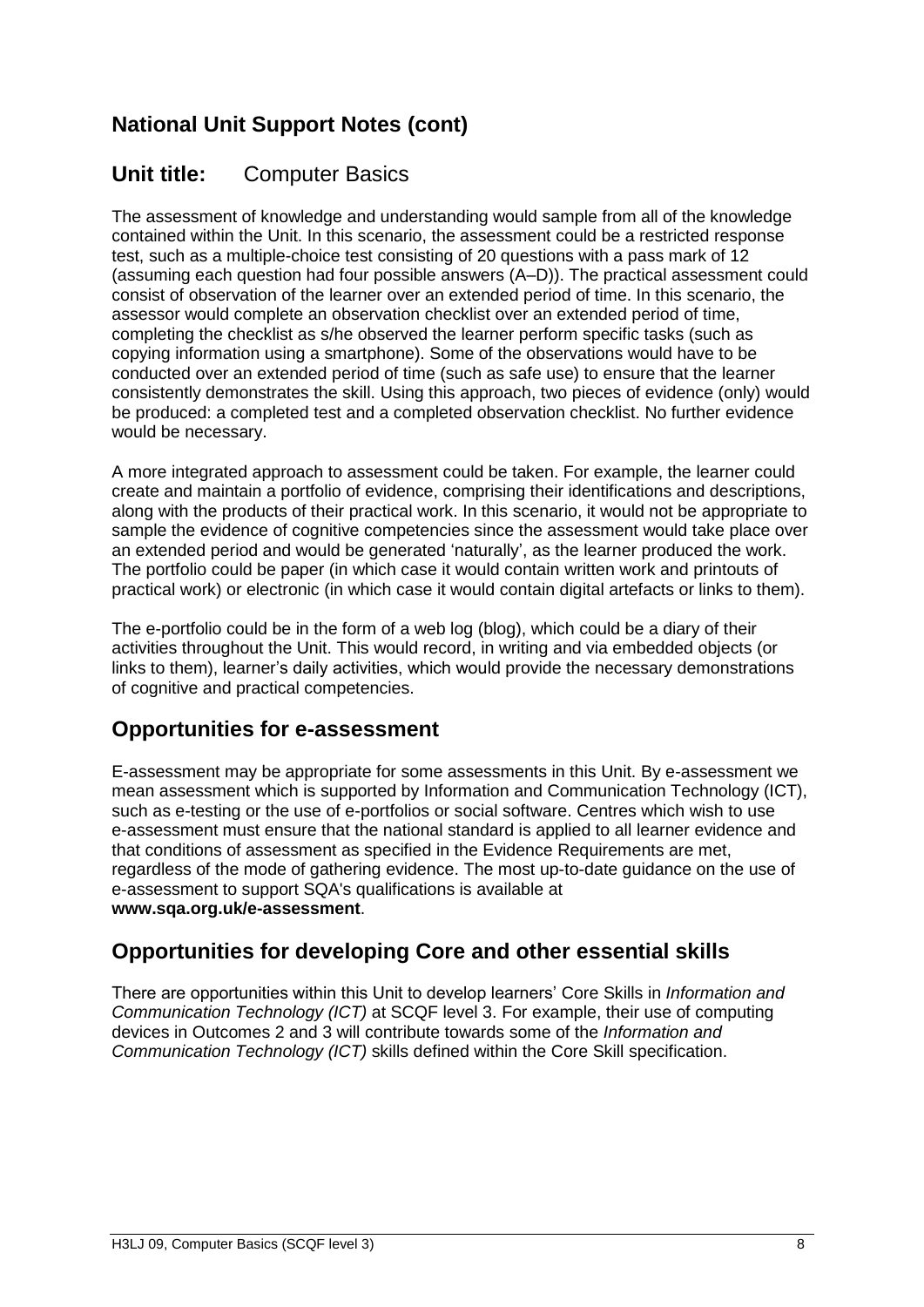## National Unit Support Notes (cont)

## Unit title: Computer Basics

The assessment of knowledge and understanding would sample from all of the knowledge contained within the Unit. In this scenario, the assessment could be a restricted response test, such as a multiple-choice test consisting of 20 questions with a pass mark of 12 (assuming each question had four possible answers (A–D)). The practical assessment could consist of observation of the learner over an extended period of time. In this scenario, the assessor would complete an observation checklist over an extended period of time, completing the checklist as s/he observed the learner perform specific tasks (such as copying information using a smartphone). Some of the observations would have to be conducted over an extended period of time (such as safe use) to ensure that the learner consistently demonstrates the skill. Using this approach, two pieces of evidence (only) would be produced: a completed test and a completed observation checklist. No further evidence would be necessary.

A more integrated approach to assessment could be taken. For example, the learner could create and maintain a portfolio of evidence, comprising their identifications and descriptions, along with the products of their practical work. In this scenario, it would not be appropriate to sample the evidence of cognitive competencies since the assessment would take place over an extended period and would be generated 'naturally', as the learner produced the work. The portfolio could be paper (in which case it would contain written work and printouts of practical work) or electronic (in which case it would contain digital artefacts or links to them).

The e-portfolio could be in the form of a web log (blog), which could be a diary of their activities throughout the Unit. This would record, in writing and via embedded objects (or links to them), learner's daily activities, which would provide the necessary demonstrations of cognitive and practical competencies.

## Opportunities for e-assessment

E-assessment may be appropriate for some assessments in this Unit. By e-assessment we mean assessment which is supported by Information and Communication Technology (ICT), such as e-testing or the use of e-portfolios or social software. Centres which wish to use e-assessment must ensure that the national standard is applied to all learner evidence and that conditions of assessment as specified in the Evidence Requirements are met, regardless of the mode of gathering evidence. The most up-to-date guidance on the use of e-assessment to support SQA's qualifications is available at **www.sqa.org.uk/e-assessment**.

## Opportunities for developing Core and other essential skills

There are opportunities within this Unit to develop learners' Core Skills in *Information and Communication Technology (ICT)* at SCQF level 3. For example, their use of computing devices in Outcomes 2 and 3 will contribute towards some of the *Information and Communication Technology (ICT)* skills defined within the Core Skill specification.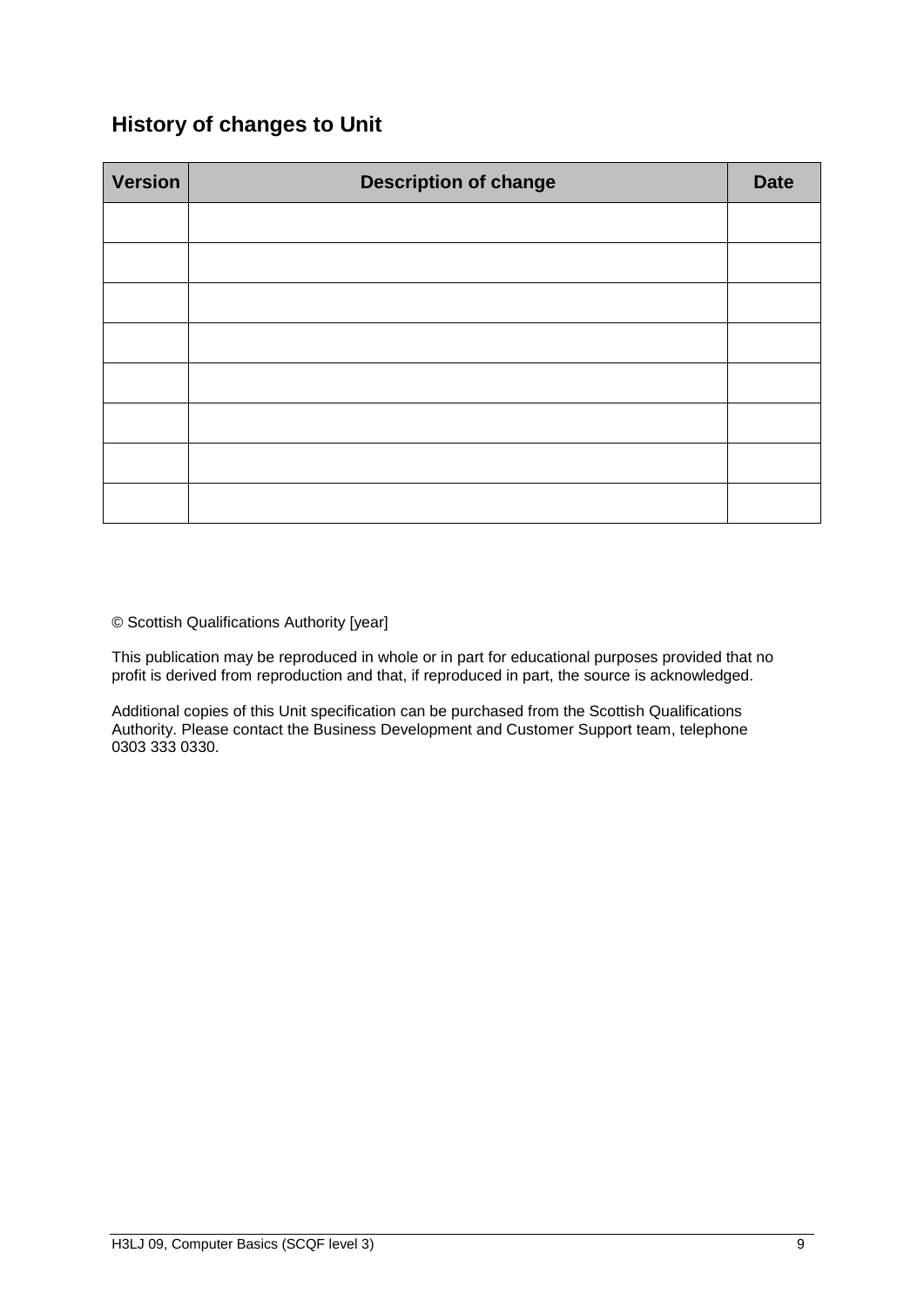## History of changes to Unit

| Version | Description of change | Date |
|---|---|---|
| | | |
| | | |
| | | |
| | | |
| | | |
| | | |
| | | |
| | | |

© Scottish Qualifications Authority [year]

This publication may be reproduced in whole or in part for educational purposes provided that no profit is derived from reproduction and that, if reproduced in part, the source is acknowledged.

Additional copies of this Unit specification can be purchased from the Scottish Qualifications Authority. Please contact the Business Development and Customer Support team, telephone 0303 333 0330.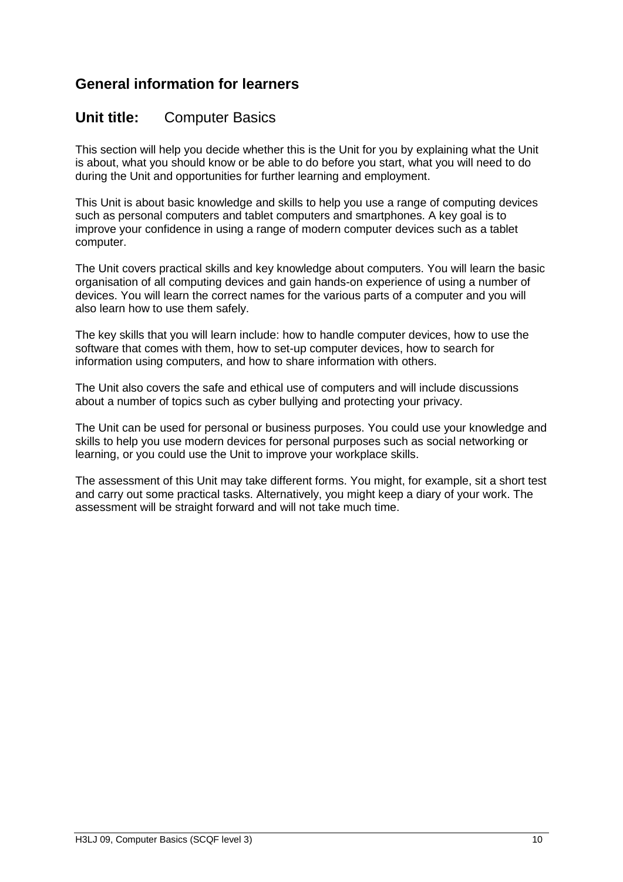## General information for learners

## Unit title: Computer Basics

This section will help you decide whether this is the Unit for you by explaining what the Unit is about, what you should know or be able to do before you start, what you will need to do during the Unit and opportunities for further learning and employment.

This Unit is about basic knowledge and skills to help you use a range of computing devices such as personal computers and tablet computers and smartphones. A key goal is to improve your confidence in using a range of modern computer devices such as a tablet computer.

The Unit covers practical skills and key knowledge about computers. You will learn the basic organisation of all computing devices and gain hands-on experience of using a number of devices. You will learn the correct names for the various parts of a computer and you will also learn how to use them safely.

The key skills that you will learn include: how to handle computer devices, how to use the software that comes with them, how to set-up computer devices, how to search for information using computers, and how to share information with others.

The Unit also covers the safe and ethical use of computers and will include discussions about a number of topics such as cyber bullying and protecting your privacy.

The Unit can be used for personal or business purposes. You could use your knowledge and skills to help you use modern devices for personal purposes such as social networking or learning, or you could use the Unit to improve your workplace skills.

The assessment of this Unit may take different forms. You might, for example, sit a short test and carry out some practical tasks. Alternatively, you might keep a diary of your work. The assessment will be straight forward and will not take much time.